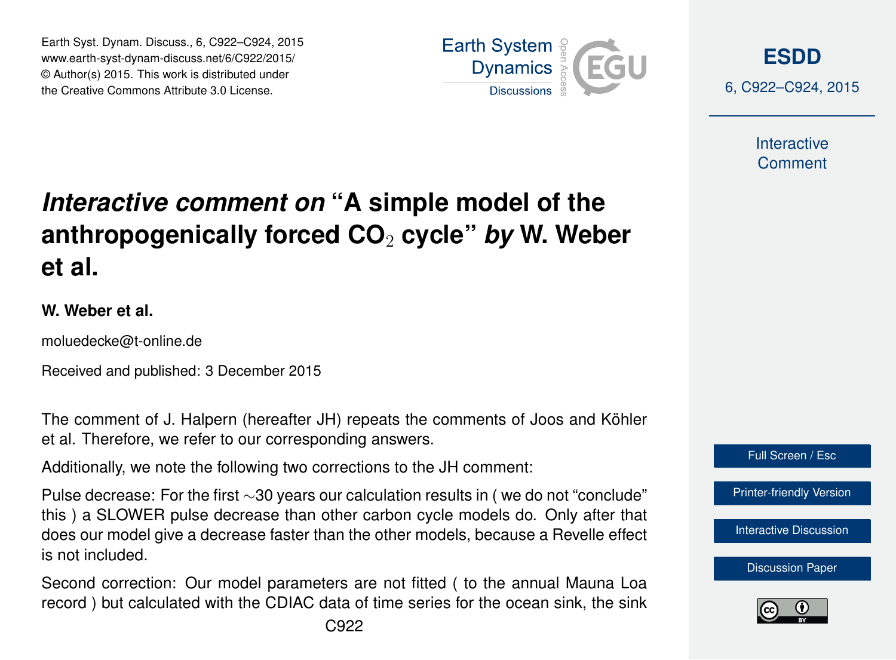# *Interactive comment on* "A simple model of the anthropogenically forced $CO_2$ cycle" *by* W. Weber et al.

**W. Weber et al.**

moluedecke@t-online.de

Received and published: 3 December 2015

The comment of J. Halpern (hereafter JH) repeats the comments of Joos and Köhler et al. Therefore, we refer to our corresponding answers.

Additionally, we note the following two corrections to the JH comment:

Pulse decrease: For the first ~30 years our calculation results in ( we do not "conclude" this ) a SLOWER pulse decrease than other carbon cycle models do. Only after that does our model give a decrease faster than the other models, because a Revelle effect is not included.

Second correction: Our model parameters are not fitted ( to the annual Mauna Loa record ) but calculated with the CDIAC data of time series for the ocean sink, the sink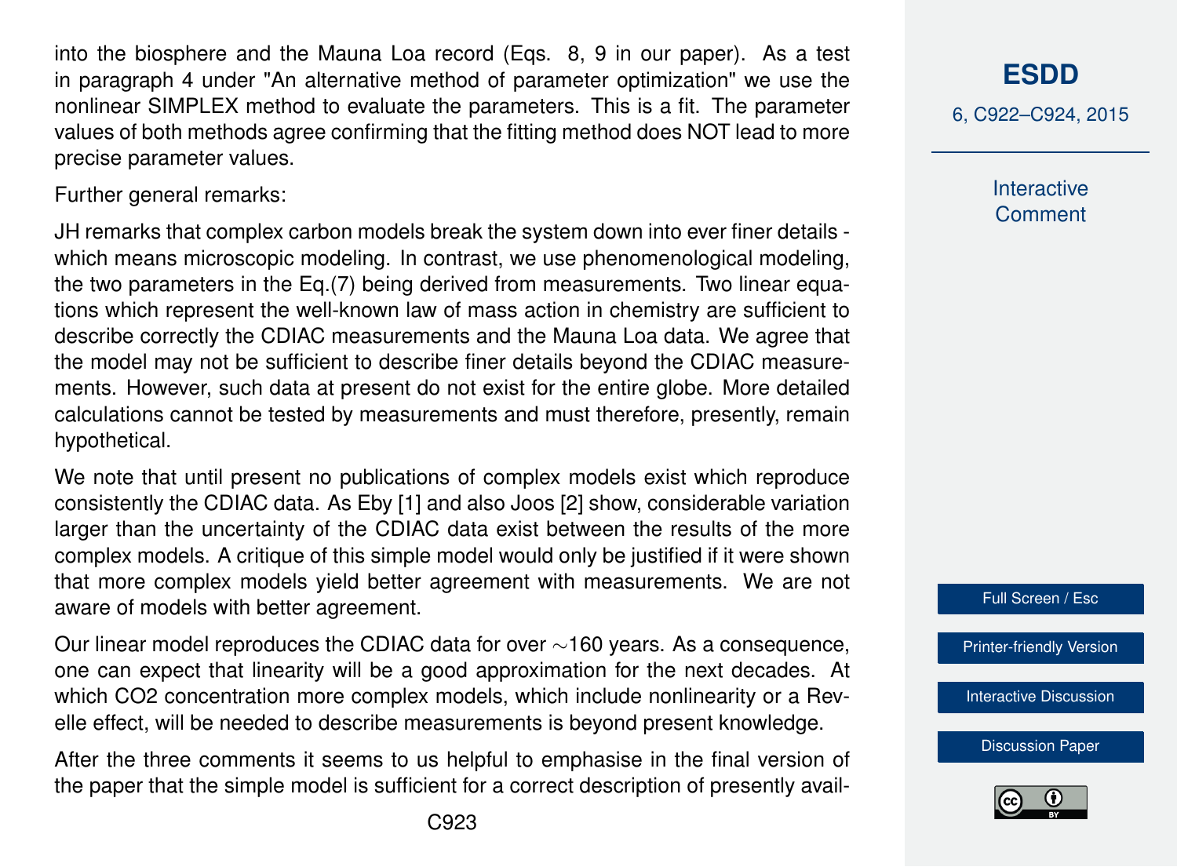into the biosphere and the Mauna Loa record (Eqs. 8, 9 in our paper). As a test in paragraph 4 under "An alternative method of parameter optimization" we use the nonlinear SIMPLEX method to evaluate the parameters. This is a fit. The parameter values of both methods agree confirming that the fitting method does NOT lead to more precise parameter values.

Further general remarks:

JH remarks that complex carbon models break the system down into ever finer details - which means microscopic modeling. In contrast, we use phenomenological modeling, the two parameters in the Eq.(7) being derived from measurements. Two linear equations which represent the well-known law of mass action in chemistry are sufficient to describe correctly the CDIAC measurements and the Mauna Loa data. We agree that the model may not be sufficient to describe finer details beyond the CDIAC measurements. However, such data at present do not exist for the entire globe. More detailed calculations cannot be tested by measurements and must therefore, presently, remain hypothetical.

We note that until present no publications of complex models exist which reproduce consistently the CDIAC data. As Eby [1] and also Joos [2] show, considerable variation larger than the uncertainty of the CDIAC data exist between the results of the more complex models. A critique of this simple model would only be justified if it were shown that more complex models yield better agreement with measurements. We are not aware of models with better agreement.

Our linear model reproduces the CDIAC data for over $\sim$160 years. As a consequence, one can expect that linearity will be a good approximation for the next decades. At which $CO_2$ concentration more complex models, which include nonlinearity or a Revelle effect, will be needed to describe measurements is beyond present knowledge.

After the three comments it seems to us helpful to emphasise in the final version of the paper that the simple model is sufficient for a correct description of presently avail-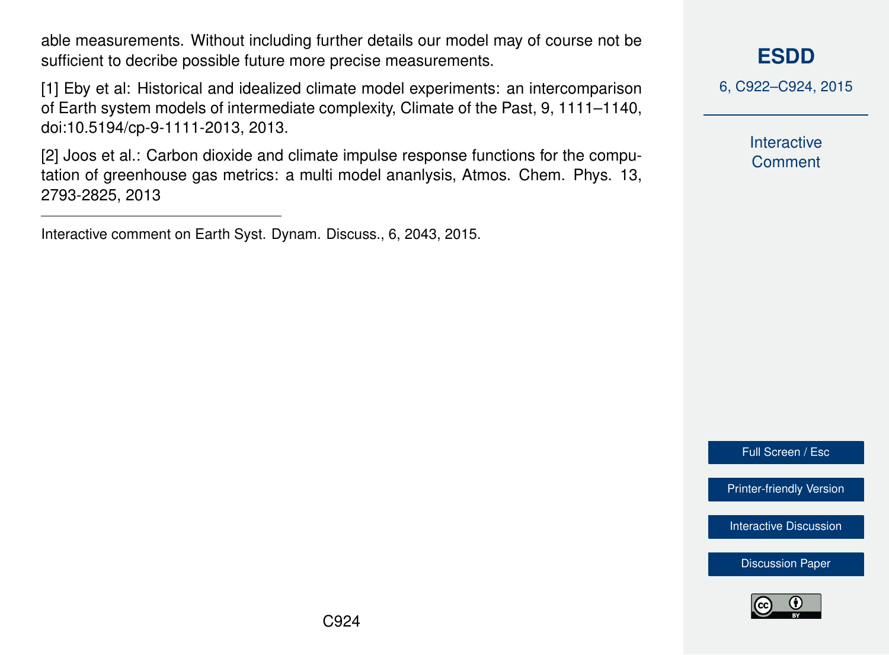able measurements. Without including further details our model may of course not be sufficient to decribe possible future more precise measurements.

[1] Eby et al: Historical and idealized climate model experiments: an intercomparison of Earth system models of intermediate complexity, Climate of the Past, 9, 1111–1140, doi:10.5194/cp-9-1111-2013, 2013.

[2] Joos et al.: Carbon dioxide and climate impulse response functions for the computation of greenhouse gas metrics: a multi model ananlysis, Atmos. Chem. Phys. 13, 2793-2825, 2013

---

Interactive comment on Earth Syst. Dynam. Discuss., 6, 2043, 2015.